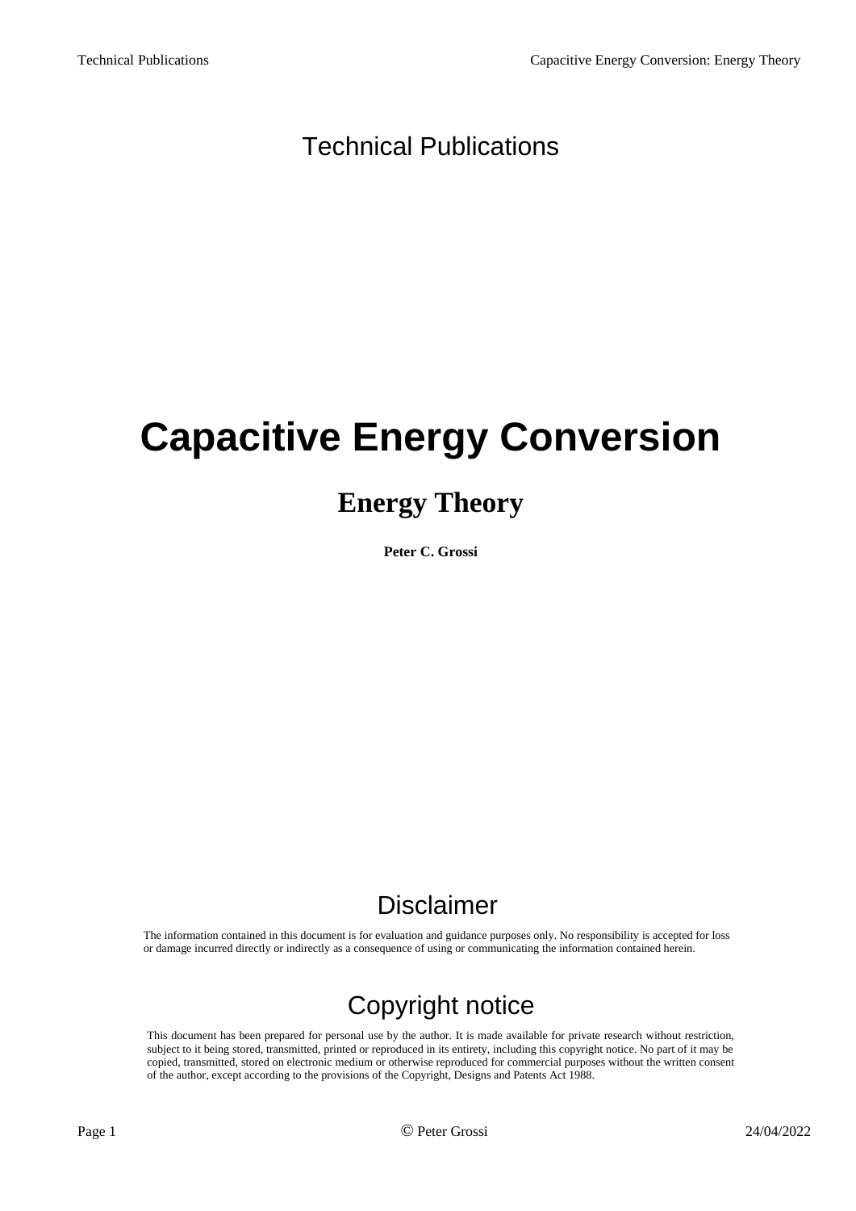Technical Publications

# Capacitive Energy Conversion

## Energy Theory

**Peter C. Grossi**

## Disclaimer

The information contained in this document is for evaluation and guidance purposes only. No responsibility is accepted for loss or damage incurred directly or indirectly as a consequence of using or communicating the information contained herein.

## Copyright notice

This document has been prepared for personal use by the author. It is made available for private research without restriction, subject to it being stored, transmitted, printed or reproduced in its entirety, including this copyright notice. No part of it may be copied, transmitted, stored on electronic medium or otherwise reproduced for commercial purposes without the written consent of the author, except according to the provisions of the Copyright, Designs and Patents Act 1988.

© Peter Grossi

24/04/2022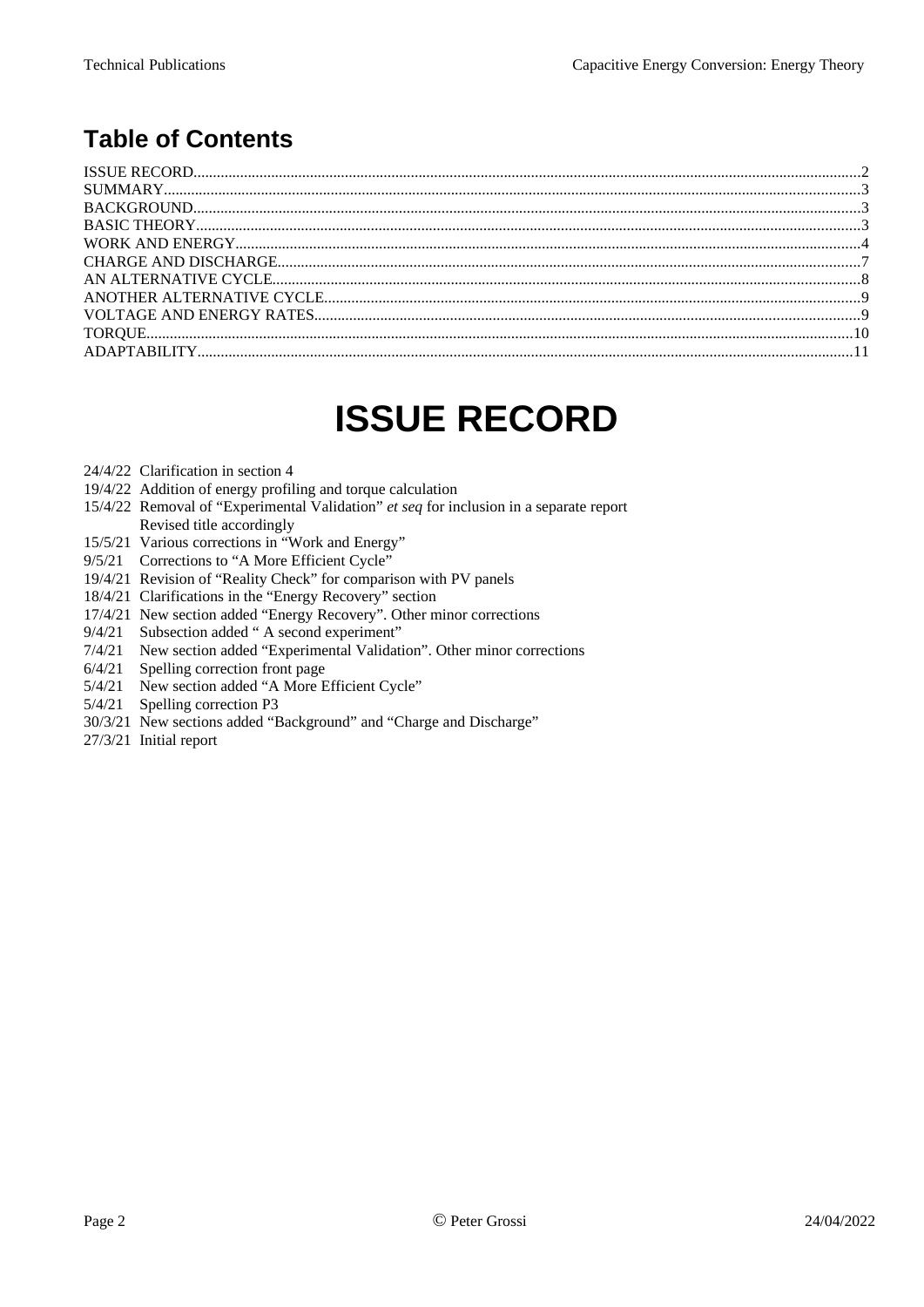## Table of Contents

ISSUE RECORD.....2
SUMMARY.....3
BACKGROUND.....3
BASIC THEORY.....3
WORK AND ENERGY.....4
CHARGE AND DISCHARGE.....7
AN ALTERNATIVE CYCLE.....8
ANOTHER ALTERNATIVE CYCLE.....9
VOLTAGE AND ENERGY RATES.....9
TORQUE.....10
ADAPTABILITY.....11

# ISSUE RECORD

24/4/22 Clarification in section 4
19/4/22 Addition of energy profiling and torque calculation
15/4/22 Removal of "Experimental Validation" *et seq* for inclusion in a separate report
Revised title accordingly
15/5/21 Various corrections in "Work and Energy"
9/5/21 Corrections to "A More Efficient Cycle"
19/4/21 Revision of "Reality Check" for comparison with PV panels
18/4/21 Clarifications in the "Energy Recovery" section
17/4/21 New section added "Energy Recovery". Other minor corrections
9/4/21 Subsection added " A second experiment"
7/4/21 New section added "Experimental Validation". Other minor corrections
6/4/21 Spelling correction front page
5/4/21 New section added "A More Efficient Cycle"
5/4/21 Spelling correction P3
30/3/21 New sections added "Background" and "Charge and Discharge"
27/3/21 Initial report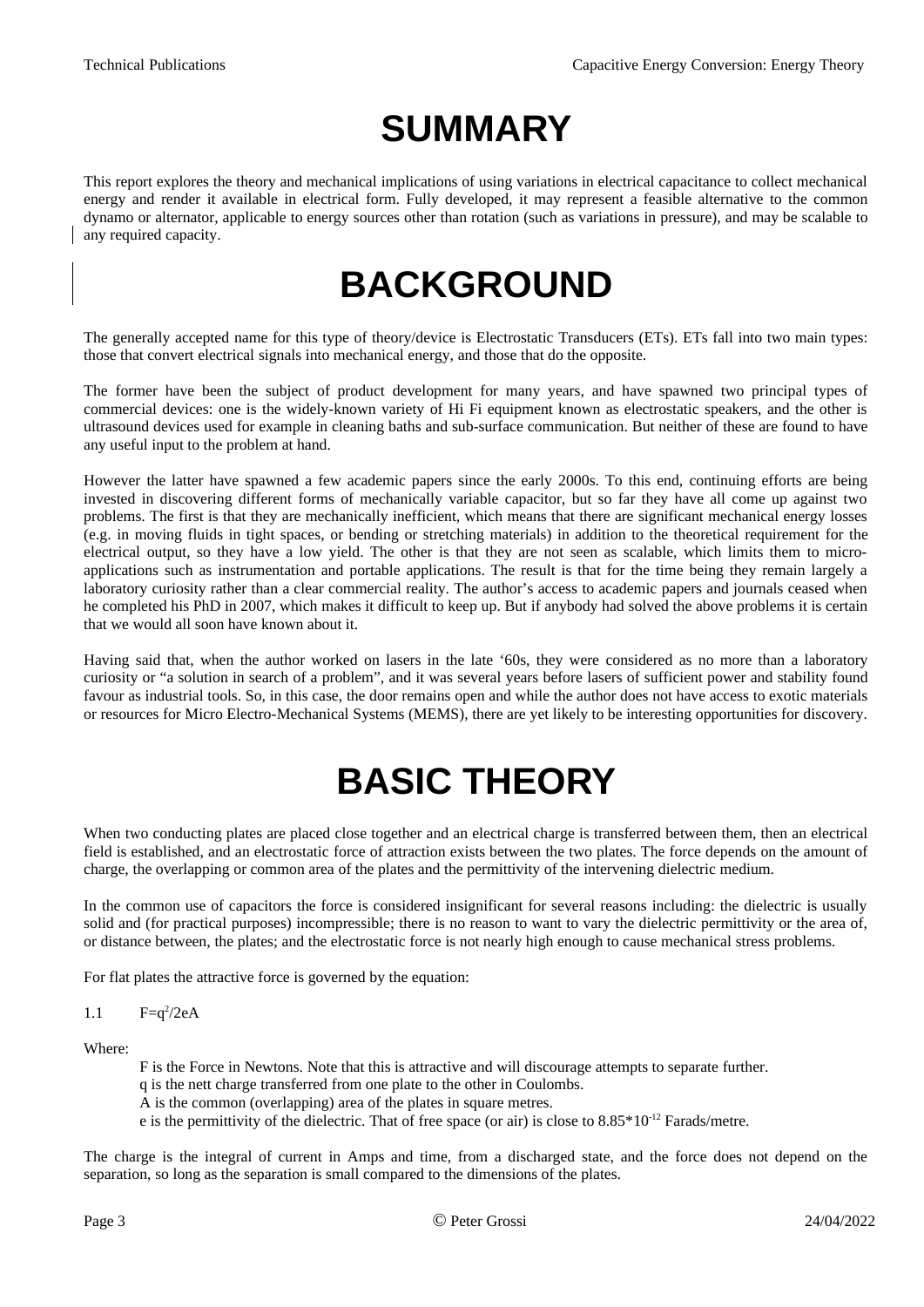# SUMMARY

This report explores the theory and mechanical implications of using variations in electrical capacitance to collect mechanical energy and render it available in electrical form. Fully developed, it may represent a feasible alternative to the common dynamo or alternator, applicable to energy sources other than rotation (such as variations in pressure), and may be scalable to any required capacity.

# BACKGROUND

The generally accepted name for this type of theory/device is Electrostatic Transducers (ETs). ETs fall into two main types: those that convert electrical signals into mechanical energy, and those that do the opposite.

The former have been the subject of product development for many years, and have spawned two principal types of commercial devices: one is the widely-known variety of Hi Fi equipment known as electrostatic speakers, and the other is ultrasound devices used for example in cleaning baths and sub-surface communication. But neither of these are found to have any useful input to the problem at hand.

However the latter have spawned a few academic papers since the early 2000s. To this end, continuing efforts are being invested in discovering different forms of mechanically variable capacitor, but so far they have all come up against two problems. The first is that they are mechanically inefficient, which means that there are significant mechanical energy losses (e.g. in moving fluids in tight spaces, or bending or stretching materials) in addition to the theoretical requirement for the electrical output, so they have a low yield. The other is that they are not seen as scalable, which limits them to micro-applications such as instrumentation and portable applications. The result is that for the time being they remain largely a laboratory curiosity rather than a clear commercial reality. The author's access to academic papers and journals ceased when he completed his PhD in 2007, which makes it difficult to keep up. But if anybody had solved the above problems it is certain that we would all soon have known about it.

Having said that, when the author worked on lasers in the late '60s, they were considered as no more than a laboratory curiosity or "a solution in search of a problem", and it was several years before lasers of sufficient power and stability found favour as industrial tools. So, in this case, the door remains open and while the author does not have access to exotic materials or resources for Micro Electro-Mechanical Systems (MEMS), there are yet likely to be interesting opportunities for discovery.

# BASIC THEORY

When two conducting plates are placed close together and an electrical charge is transferred between them, then an electrical field is established, and an electrostatic force of attraction exists between the two plates. The force depends on the amount of charge, the overlapping or common area of the plates and the permittivity of the intervening dielectric medium.

In the common use of capacitors the force is considered insignificant for several reasons including: the dielectric is usually solid and (for practical purposes) incompressible; there is no reason to want to vary the dielectric permittivity or the area of, or distance between, the plates; and the electrostatic force is not nearly high enough to cause mechanical stress problems.

For flat plates the attractive force is governed by the equation:

1.1 $F=q^2/2eA$

Where:

- F is the Force in Newtons. Note that this is attractive and will discourage attempts to separate further.
- q is the nett charge transferred from one plate to the other in Coulombs.
- A is the common (overlapping) area of the plates in square metres.
- e is the permittivity of the dielectric. That of free space (or air) is close to $8.85*10^{-12}$ Farads/metre.

The charge is the integral of current in Amps and time, from a discharged state, and the force does not depend on the separation, so long as the separation is small compared to the dimensions of the plates.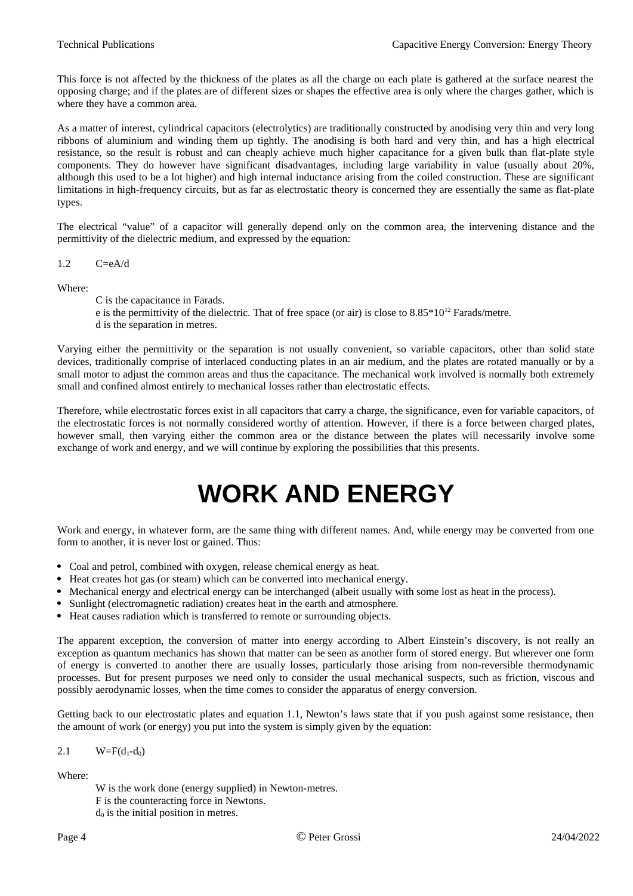This force is not affected by the thickness of the plates as all the charge on each plate is gathered at the surface nearest the opposing charge; and if the plates are of different sizes or shapes the effective area is only where the charges gather, which is where they have a common area.

As a matter of interest, cylindrical capacitors (electrolytics) are traditionally constructed by anodising very thin and very long ribbons of aluminium and winding them up tightly. The anodising is both hard and very thin, and has a high electrical resistance, so the result is robust and can cheaply achieve much higher capacitance for a given bulk than flat-plate style components. They do however have significant disadvantages, including large variability in value (usually about 20%, although this used to be a lot higher) and high internal inductance arising from the coiled construction. These are significant limitations in high-frequency circuits, but as far as electrostatic theory is concerned they are essentially the same as flat-plate types.

The electrical "value" of a capacitor will generally depend only on the common area, the intervening distance and the permittivity of the dielectric medium, and expressed by the equation:

1.2 $C=eA/d$

Where:

C is the capacitance in Farads.
e is the permittivity of the dielectric. That of free space (or air) is close to $8.85*10^{12}$ Farads/metre.
d is the separation in metres.

Varying either the permittivity or the separation is not usually convenient, so variable capacitors, other than solid state devices, traditionally comprise of interlaced conducting plates in an air medium, and the plates are rotated manually or by a small motor to adjust the common areas and thus the capacitance. The mechanical work involved is normally both extremely small and confined almost entirely to mechanical losses rather than electrostatic effects.

Therefore, while electrostatic forces exist in all capacitors that carry a charge, the significance, even for variable capacitors, of the electrostatic forces is not normally considered worthy of attention. However, if there is a force between charged plates, however small, then varying either the common area or the distance between the plates will necessarily involve some exchange of work and energy, and we will continue by exploring the possibilities that this presents.

# WORK AND ENERGY

Work and energy, in whatever form, are the same thing with different names. And, while energy may be converted from one form to another, it is never lost or gained. Thus:

- Coal and petrol, combined with oxygen, release chemical energy as heat.
- Heat creates hot gas (or steam) which can be converted into mechanical energy.
- Mechanical energy and electrical energy can be interchanged (albeit usually with some lost as heat in the process).
- Sunlight (electromagnetic radiation) creates heat in the earth and atmosphere.
- Heat causes radiation which is transferred to remote or surrounding objects.

The apparent exception, the conversion of matter into energy according to Albert Einstein's discovery, is not really an exception as quantum mechanics has shown that matter can be seen as another form of stored energy. But wherever one form of energy is converted to another there are usually losses, particularly those arising from non-reversible thermodynamic processes. But for present purposes we need only to consider the usual mechanical suspects, such as friction, viscous and possibly aerodynamic losses, when the time comes to consider the apparatus of energy conversion.

Getting back to our electrostatic plates and equation 1.1, Newton's laws state that if you push against some resistance, then the amount of work (or energy) you put into the system is simply given by the equation:

2.1 $W=F(d_1-d_0)$

Where:

W is the work done (energy supplied) in Newton-metres.
F is the counteracting force in Newtons.
$d_0$ is the initial position in metres.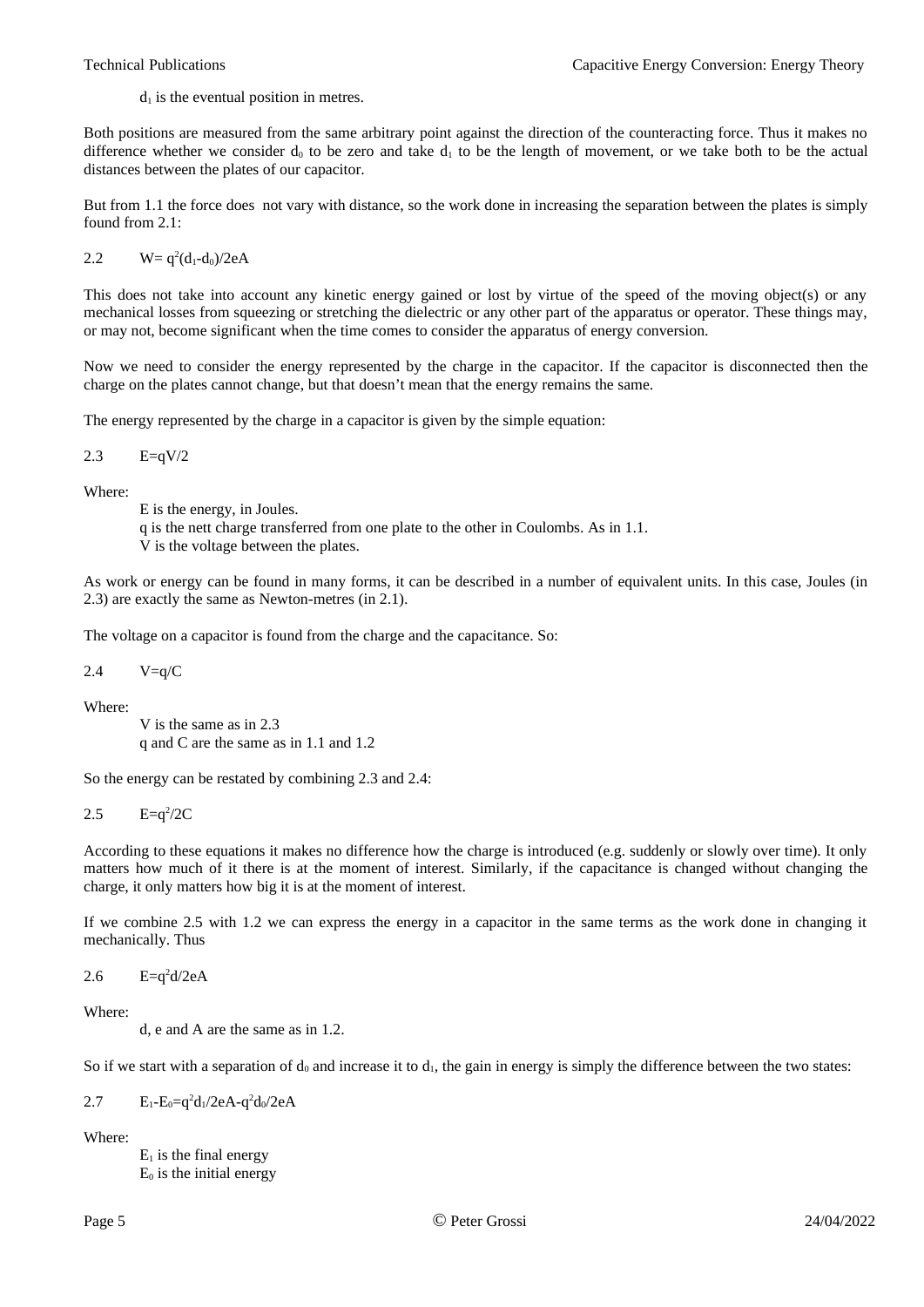$d_1$ is the eventual position in metres.

Both positions are measured from the same arbitrary point against the direction of the counteracting force. Thus it makes no difference whether we consider $d_0$ to be zero and take $d_1$ to be the length of movement, or we take both to be the actual distances between the plates of our capacitor.

But from 1.1 the force does not vary with distance, so the work done in increasing the separation between the plates is simply found from 2.1:

2.2 $W= q^2(d_1-d_0)/2eA$

This does not take into account any kinetic energy gained or lost by virtue of the speed of the moving object(s) or any mechanical losses from squeezing or stretching the dielectric or any other part of the apparatus or operator. These things may, or may not, become significant when the time comes to consider the apparatus of energy conversion.

Now we need to consider the energy represented by the charge in the capacitor. If the capacitor is disconnected then the charge on the plates cannot change, but that doesn't mean that the energy remains the same.

The energy represented by the charge in a capacitor is given by the simple equation:

2.3 $E=qV/2$

Where:

- E is the energy, in Joules.
- q is the nett charge transferred from one plate to the other in Coulombs. As in 1.1.
- V is the voltage between the plates.

As work or energy can be found in many forms, it can be described in a number of equivalent units. In this case, Joules (in 2.3) are exactly the same as Newton-metres (in 2.1).

The voltage on a capacitor is found from the charge and the capacitance. So:

2.4 $V=q/C$

Where:

- V is the same as in 2.3
- q and C are the same as in 1.1 and 1.2

So the energy can be restated by combining 2.3 and 2.4:

2.5 $E=q^2/2C$

According to these equations it makes no difference how the charge is introduced (e.g. suddenly or slowly over time). It only matters how much of it there is at the moment of interest. Similarly, if the capacitance is changed without changing the charge, it only matters how big it is at the moment of interest.

If we combine 2.5 with 1.2 we can express the energy in a capacitor in the same terms as the work done in changing it mechanically. Thus

2.6 $E=q^2d/2eA$

Where:

- d, e and A are the same as in 1.2.

So if we start with a separation of $d_0$ and increase it to $d_1$, the gain in energy is simply the difference between the two states:

2.7 $E_1-E_0=q^2d_1/2eA-q^2d_0/2eA$

Where:

- $E_1$ is the final energy
- $E_0$ is the initial energy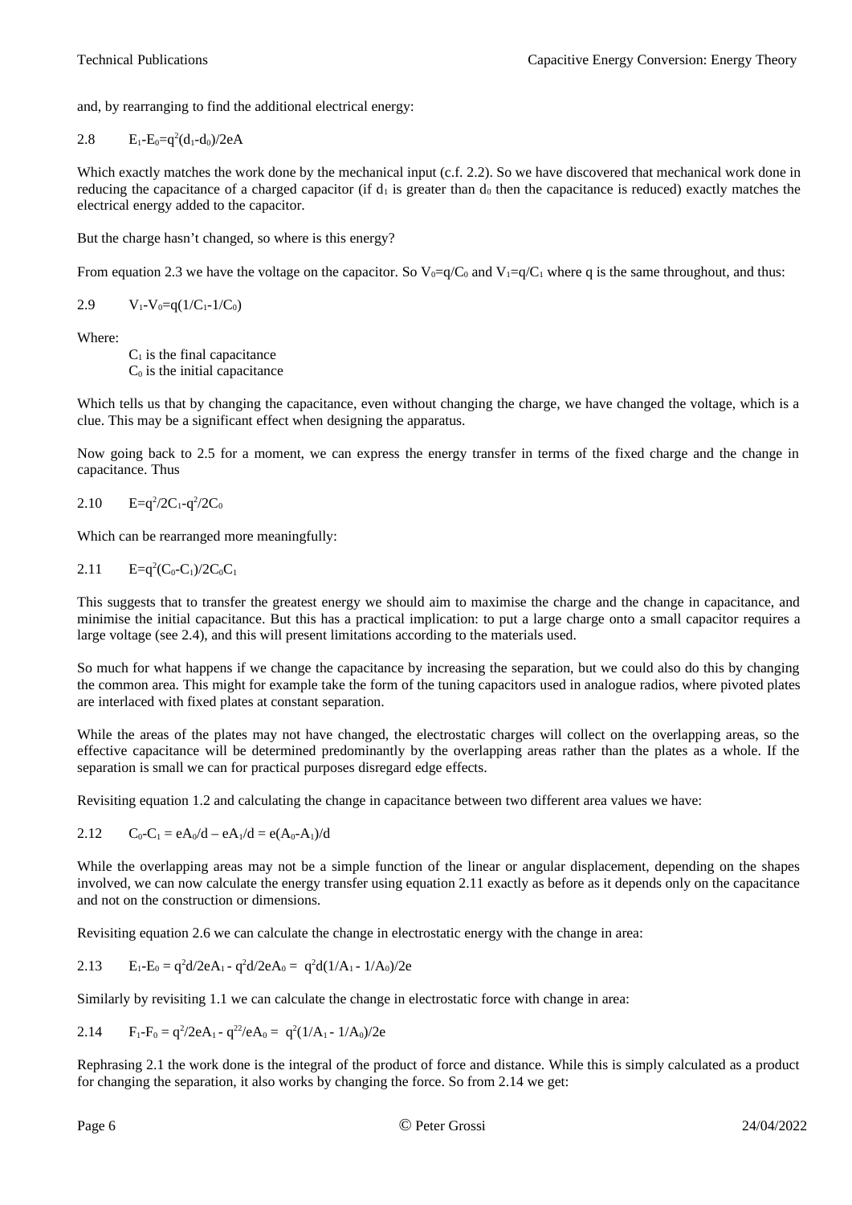and, by rearranging to find the additional electrical energy:

$$2.8 \qquad E_1\text{-}E_0=q^2(d_1\text{-}d_0)/2eA$$

Which exactly matches the work done by the mechanical input (c.f. 2.2). So we have discovered that mechanical work done in reducing the capacitance of a charged capacitor (if $d_1$ is greater than $d_0$ then the capacitance is reduced) exactly matches the electrical energy added to the capacitor.

But the charge hasn't changed, so where is this energy?

From equation 2.3 we have the voltage on the capacitor. So $V_0=q/C_0$ and $V_1=q/C_1$ where q is the same throughout, and thus:

$$2.9 \qquad V_1\text{-}V_0=q(1/C_1\text{-}1/C_0)$$

Where:

$C_1$ is the final capacitance
$C_0$ is the initial capacitance

Which tells us that by changing the capacitance, even without changing the charge, we have changed the voltage, which is a clue. This may be a significant effect when designing the apparatus.

Now going back to 2.5 for a moment, we can express the energy transfer in terms of the fixed charge and the change in capacitance. Thus

$$2.10 \qquad E=q^2/2C_1\text{-}q^2/2C_0$$

Which can be rearranged more meaningfully:

$$2.11 \qquad E=q^2(C_0\text{-}C_1)/2C_0C_1$$

This suggests that to transfer the greatest energy we should aim to maximise the charge and the change in capacitance, and minimise the initial capacitance. But this has a practical implication: to put a large charge onto a small capacitor requires a large voltage (see 2.4), and this will present limitations according to the materials used.

So much for what happens if we change the capacitance by increasing the separation, but we could also do this by changing the common area. This might for example take the form of the tuning capacitors used in analogue radios, where pivoted plates are interlaced with fixed plates at constant separation.

While the areas of the plates may not have changed, the electrostatic charges will collect on the overlapping areas, so the effective capacitance will be determined predominantly by the overlapping areas rather than the plates as a whole. If the separation is small we can for practical purposes disregard edge effects.

Revisiting equation 1.2 and calculating the change in capacitance between two different area values we have:

$$2.12 \qquad C_0\text{-}C_1 = eA_0/d - eA_1/d = e(A_0\text{-}A_1)/d$$

While the overlapping areas may not be a simple function of the linear or angular displacement, depending on the shapes involved, we can now calculate the energy transfer using equation 2.11 exactly as before as it depends only on the capacitance and not on the construction or dimensions.

Revisiting equation 2.6 we can calculate the change in electrostatic energy with the change in area:

$$2.13 \qquad E_1\text{-}E_0 = q^2d/2eA_1 - q^2d/2eA_0 = q^2d(1/A_1 - 1/A_0)/2e$$

Similarly by revisiting 1.1 we can calculate the change in electrostatic force with change in area:

$$2.14 \qquad F_1\text{-}F_0 = q^2/2eA_1 - q^{22}/eA_0 = q^2(1/A_1 - 1/A_0)/2e$$

Rephrasing 2.1 the work done is the integral of the product of force and distance. While this is simply calculated as a product for changing the separation, it also works by changing the force. So from 2.14 we get: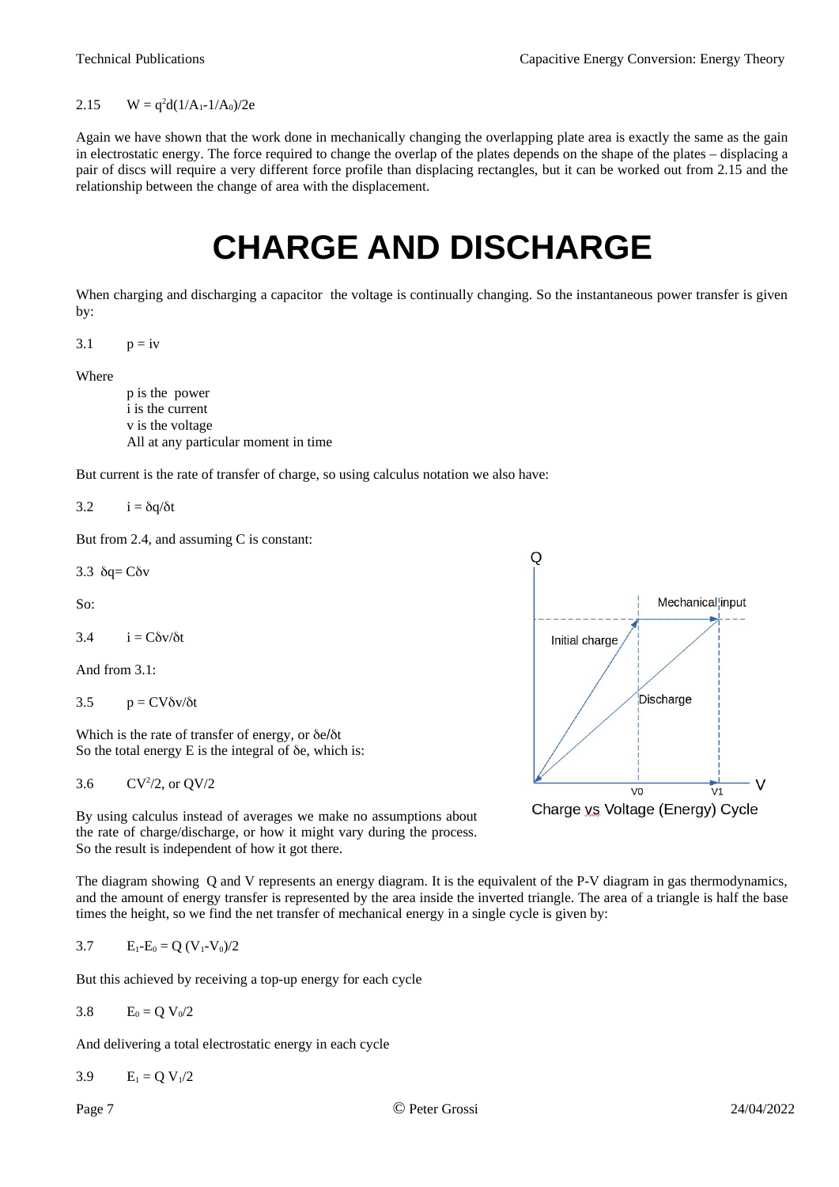2.15 $W = q^2d(1/A_1-1/A_0)/2e$

Again we have shown that the work done in mechanically changing the overlapping plate area is exactly the same as the gain in electrostatic energy. The force required to change the overlap of the plates depends on the shape of the plates – displacing a pair of discs will require a very different force profile than displacing rectangles, but it can be worked out from 2.15 and the relationship between the change of area with the displacement.

# CHARGE AND DISCHARGE

When charging and discharging a capacitor the voltage is continually changing. So the instantaneous power transfer is given by:

3.1 $p = iv$

Where

p is the power
i is the current
v is the voltage
All at any particular moment in time

But current is the rate of transfer of charge, so using calculus notation we also have:

3.2 $i = \delta q/\delta t$

But from 2.4, and assuming C is constant:

3.3 $\delta q= C\delta v$

So:

3.4 $i = C\delta v/\delta t$

And from 3.1:

3.5 $p = CV\delta v/\delta t$

Which is the rate of transfer of energy, or $\delta e/\delta t$
So the total energy E is the integral of $\delta e$, which is:

3.6 $CV^2/2$, or $QV/2$

By using calculus instead of averages we make no assumptions about the rate of charge/discharge, or how it might vary during the process. So the result is independent of how it got there.

Charge vs Voltage (Energy) Cycle

The diagram showing Q and V represents an energy diagram. It is the equivalent of the P-V diagram in gas thermodynamics, and the amount of energy transfer is represented by the area inside the inverted triangle. The area of a triangle is half the base times the height, so we find the net transfer of mechanical energy in a single cycle is given by:

3.7 $E_1-E_0 = Q (V_1-V_0)/2$

But this achieved by receiving a top-up energy for each cycle

3.8 $E_0 = Q V_0/2$

And delivering a total electrostatic energy in each cycle

3.9 $E_1 = Q V_1/2$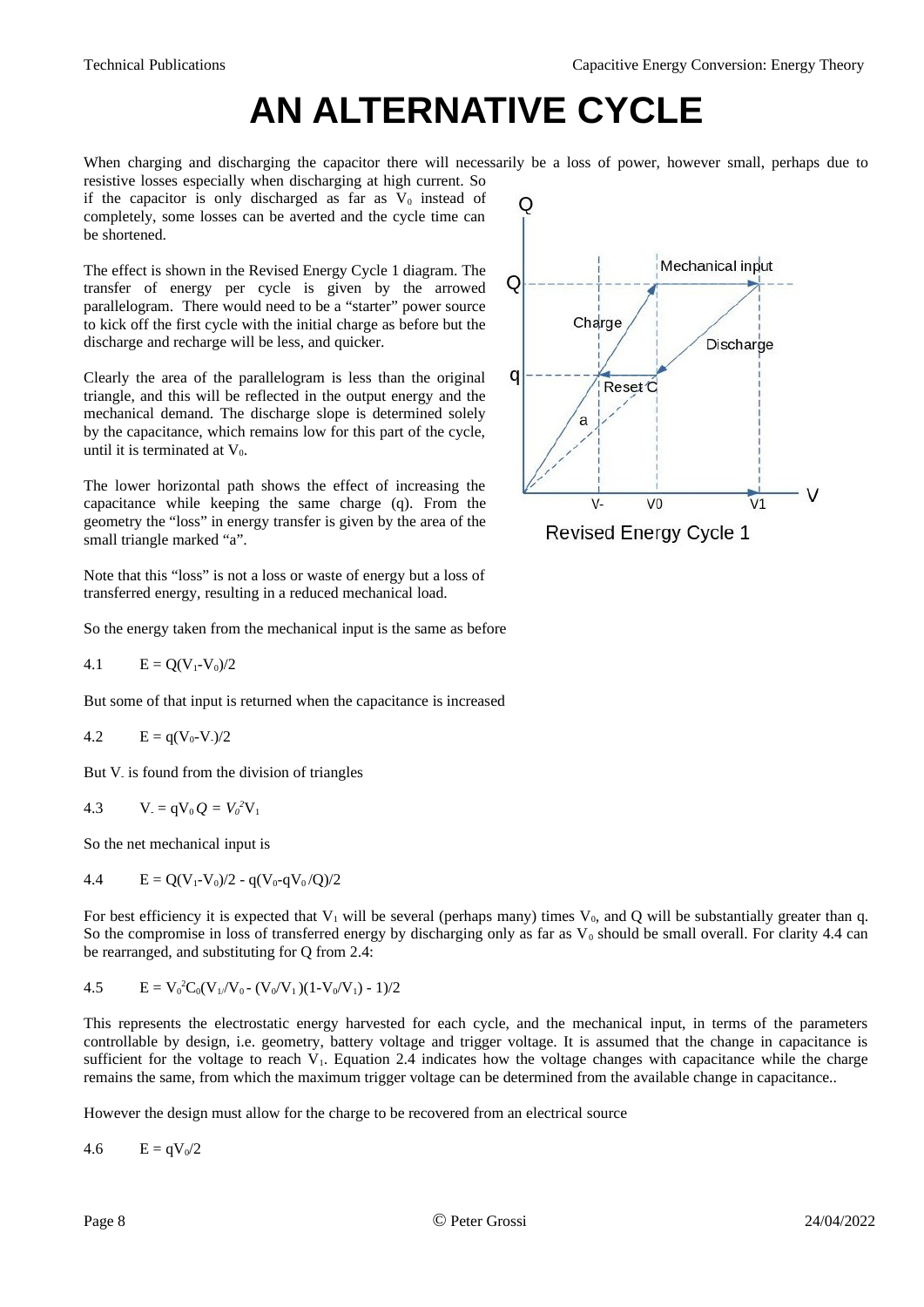# AN ALTERNATIVE CYCLE

When charging and discharging the capacitor there will necessarily be a loss of power, however small, perhaps due to resistive losses especially when discharging at high current. So if the capacitor is only discharged as far as $V_0$ instead of completely, some losses can be averted and the cycle time can be shortened.

The effect is shown in the Revised Energy Cycle 1 diagram. The transfer of energy per cycle is given by the arrowed parallelogram. There would need to be a "starter" power source to kick off the first cycle with the initial charge as before but the discharge and recharge will be less, and quicker.

Clearly the area of the parallelogram is less than the original triangle, and this will be reflected in the output energy and the mechanical demand. The discharge slope is determined solely by the capacitance, which remains low for this part of the cycle, until it is terminated at $V_0$.

The lower horizontal path shows the effect of increasing the capacitance while keeping the same charge (q). From the geometry the "loss" in energy transfer is given by the area of the small triangle marked "a".

Note that this "loss" is not a loss or waste of energy but a loss of transferred energy, resulting in a reduced mechanical load.

Revised Energy Cycle 1

So the energy taken from the mechanical input is the same as before

4.1 $\quad E = Q(V_1-V_0)/2$

But some of that input is returned when the capacitance is increased

4.2 $\quad E = q(V_0-V_-)/2$

But $V_-$ is found from the division of triangles

4.3 $\quad V_- = qV_0\,Q = V_0^2V_1$

So the net mechanical input is

4.4 $\quad E = Q(V_1-V_0)/2 - q(V_0-qV_0/Q)/2$

For best efficiency it is expected that $V_1$ will be several (perhaps many) times $V_0$, and Q will be substantially greater than q. So the compromise in loss of transferred energy by discharging only as far as $V_0$ should be small overall. For clarity 4.4 can be rearranged, and substituting for Q from 2.4:

4.5 $\quad E = V_0^2C_0(V_1/V_0 - (V_0/V_1)(1-V_0/V_1) - 1)/2$

This represents the electrostatic energy harvested for each cycle, and the mechanical input, in terms of the parameters controllable by design, i.e. geometry, battery voltage and trigger voltage. It is assumed that the change in capacitance is sufficient for the voltage to reach $V_1$. Equation 2.4 indicates how the voltage changes with capacitance while the charge remains the same, from which the maximum trigger voltage can be determined from the available change in capacitance..

However the design must allow for the charge to be recovered from an electrical source

4.6 $\quad E = qV_0/2$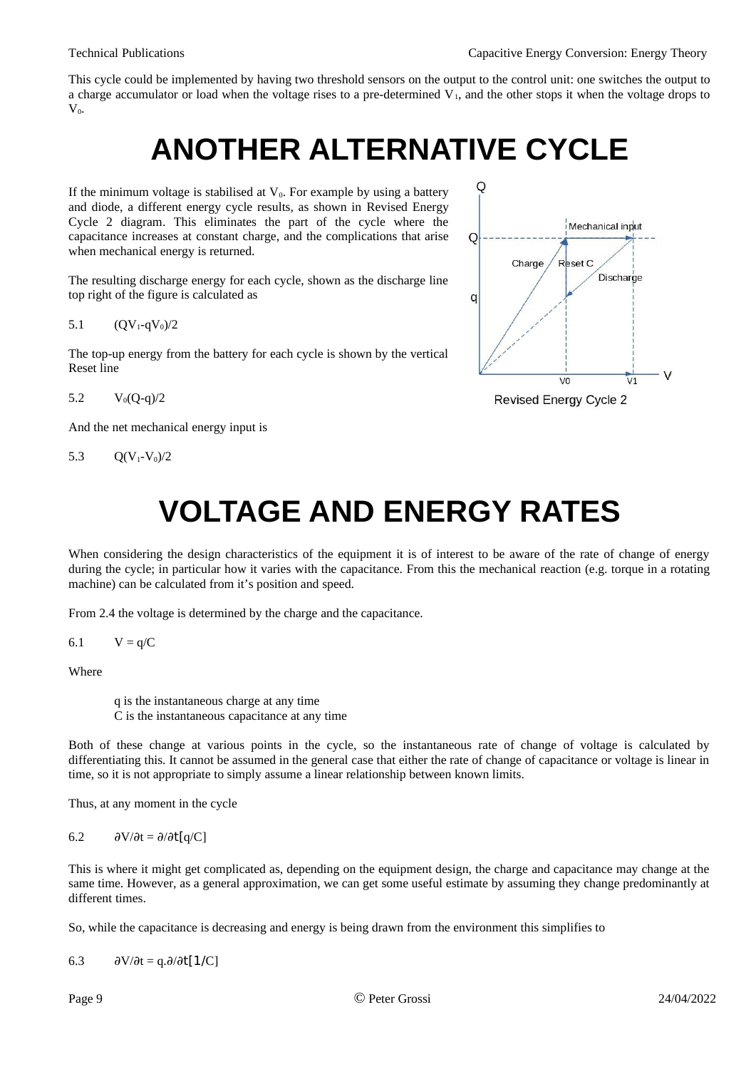This cycle could be implemented by having two threshold sensors on the output to the control unit: one switches the output to a charge accumulator or load when the voltage rises to a pre-determined $V_1$, and the other stops it when the voltage drops to $V_0$.

# ANOTHER ALTERNATIVE CYCLE

If the minimum voltage is stabilised at $V_0$. For example by using a battery and diode, a different energy cycle results, as shown in Revised Energy Cycle 2 diagram. This eliminates the part of the cycle where the capacitance increases at constant charge, and the complications that arise when mechanical energy is returned.

Revised Energy Cycle 2

The resulting discharge energy for each cycle, shown as the discharge line top right of the figure is calculated as

5.1 $(QV_1 - qV_0)/2$

The top-up energy from the battery for each cycle is shown by the vertical Reset line

5.2 $V_0(Q-q)/2$

And the net mechanical energy input is

5.3 $Q(V_1-V_0)/2$

# VOLTAGE AND ENERGY RATES

When considering the design characteristics of the equipment it is of interest to be aware of the rate of change of energy during the cycle; in particular how it varies with the capacitance. From this the mechanical reaction (e.g. torque in a rotating machine) can be calculated from it's position and speed.

From 2.4 the voltage is determined by the charge and the capacitance.

6.1 $V = q/C$

Where

q is the instantaneous charge at any time
C is the instantaneous capacitance at any time

Both of these change at various points in the cycle, so the instantaneous rate of change of voltage is calculated by differentiating this. It cannot be assumed in the general case that either the rate of change of capacitance or voltage is linear in time, so it is not appropriate to simply assume a linear relationship between known limits.

Thus, at any moment in the cycle

6.2 $\partial V/\partial t = \partial/\partial t[q/C]$

This is where it might get complicated as, depending on the equipment design, the charge and capacitance may change at the same time. However, as a general approximation, we can get some useful estimate by assuming they change predominantly at different times.

So, while the capacitance is decreasing and energy is being drawn from the environment this simplifies to

6.3 $\partial V/\partial t = q.\partial/\partial t[1/C]$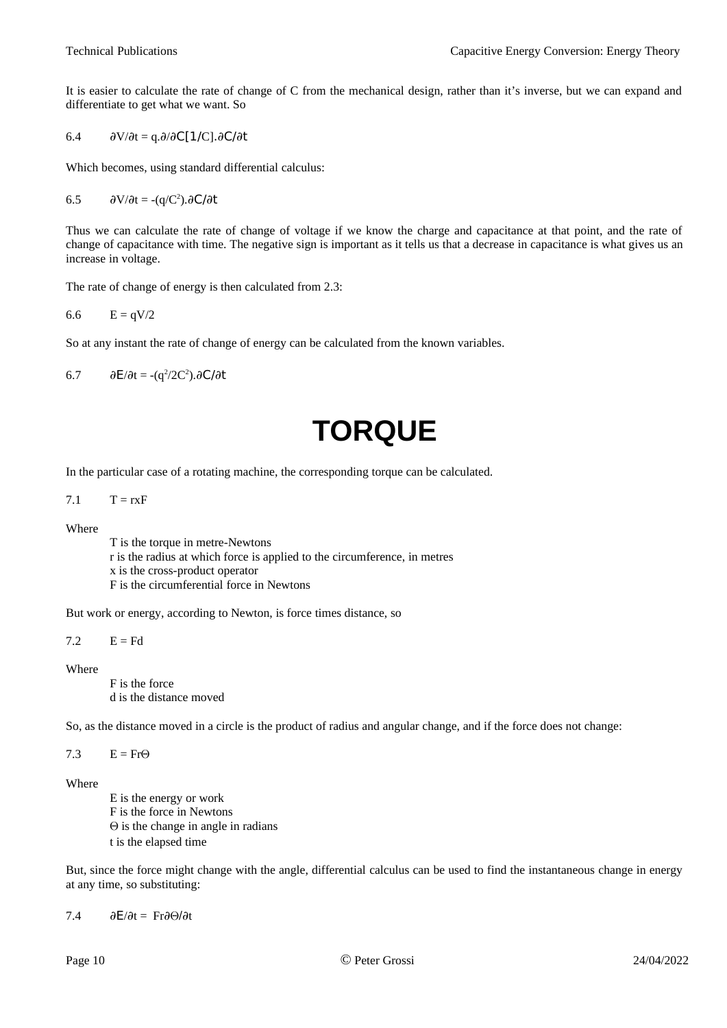It is easier to calculate the rate of change of C from the mechanical design, rather than it's inverse, but we can expand and differentiate to get what we want. So

6.4 $\partial V/\partial t = q.\partial/\partial C[1/C].\partial C/\partial t$

Which becomes, using standard differential calculus:

6.5 $\partial V/\partial t = -(q/C^2).\partial C/\partial t$

Thus we can calculate the rate of change of voltage if we know the charge and capacitance at that point, and the rate of change of capacitance with time. The negative sign is important as it tells us that a decrease in capacitance is what gives us an increase in voltage.

The rate of change of energy is then calculated from 2.3:

6.6 $E = qV/2$

So at any instant the rate of change of energy can be calculated from the known variables.

6.7 $\partial E/\partial t = -(q^2/2C^2).\partial C/\partial t$

# TORQUE

In the particular case of a rotating machine, the corresponding torque can be calculated.

7.1 $T = rxF$

Where

- T is the torque in metre-Newtons
- r is the radius at which force is applied to the circumference, in metres
- x is the cross-product operator
- F is the circumferential force in Newtons

But work or energy, according to Newton, is force times distance, so

7.2 $E = Fd$

Where

- F is the force
- d is the distance moved

So, as the distance moved in a circle is the product of radius and angular change, and if the force does not change:

7.3 $E = Fr\Theta$

Where

- E is the energy or work
- F is the force in Newtons
- Θ is the change in angle in radians
- t is the elapsed time

But, since the force might change with the angle, differential calculus can be used to find the instantaneous change in energy at any time, so substituting:

7.4 $\partial E/\partial t = Fr\partial\Theta/\partial t$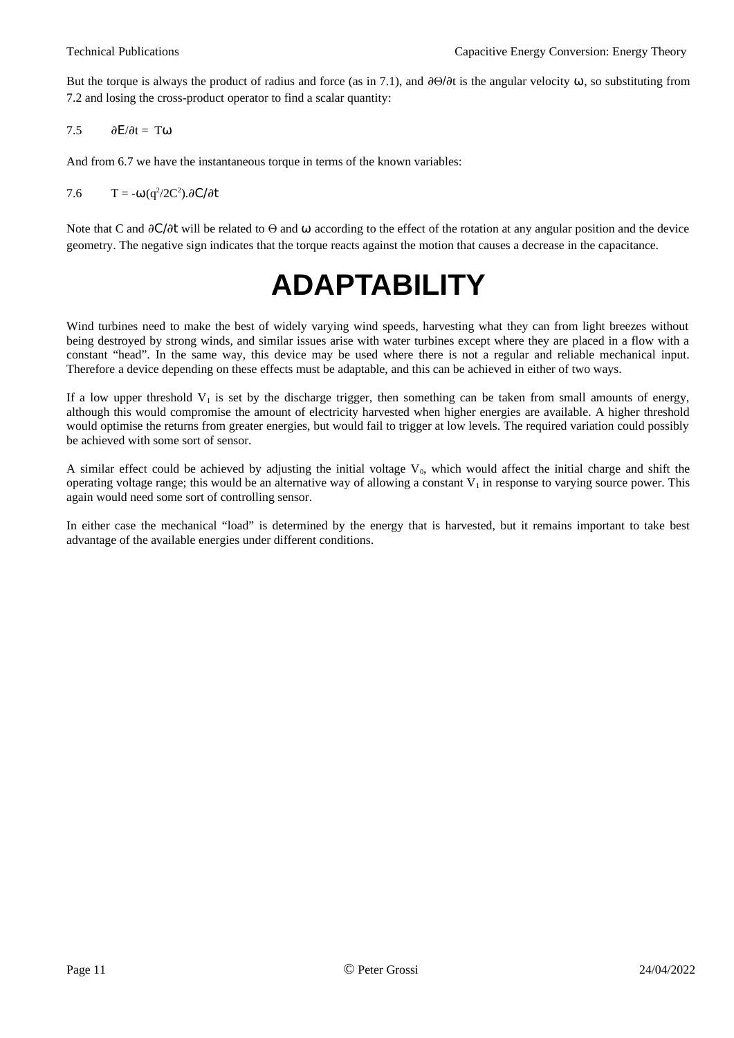But the torque is always the product of radius and force (as in 7.1), and $\partial\Theta/\partial t$ is the angular velocity $\omega$, so substituting from 7.2 and losing the cross-product operator to find a scalar quantity:

7.5 $\quad \partial E/\partial t = T\omega$

And from 6.7 we have the instantaneous torque in terms of the known variables:

7.6 $\quad T = -\omega(q^2/2C^2).\partial C/\partial t$

Note that C and $\partial C/\partial t$ will be related to $\Theta$ and $\omega$ according to the effect of the rotation at any angular position and the device geometry. The negative sign indicates that the torque reacts against the motion that causes a decrease in the capacitance.

# ADAPTABILITY

Wind turbines need to make the best of widely varying wind speeds, harvesting what they can from light breezes without being destroyed by strong winds, and similar issues arise with water turbines except where they are placed in a flow with a constant "head". In the same way, this device may be used where there is not a regular and reliable mechanical input. Therefore a device depending on these effects must be adaptable, and this can be achieved in either of two ways.

If a low upper threshold $V_1$ is set by the discharge trigger, then something can be taken from small amounts of energy, although this would compromise the amount of electricity harvested when higher energies are available. A higher threshold would optimise the returns from greater energies, but would fail to trigger at low levels. The required variation could possibly be achieved with some sort of sensor.

A similar effect could be achieved by adjusting the initial voltage $V_0$, which would affect the initial charge and shift the operating voltage range; this would be an alternative way of allowing a constant $V_1$ in response to varying source power. This again would need some sort of controlling sensor.

In either case the mechanical "load" is determined by the energy that is harvested, but it remains important to take best advantage of the available energies under different conditions.